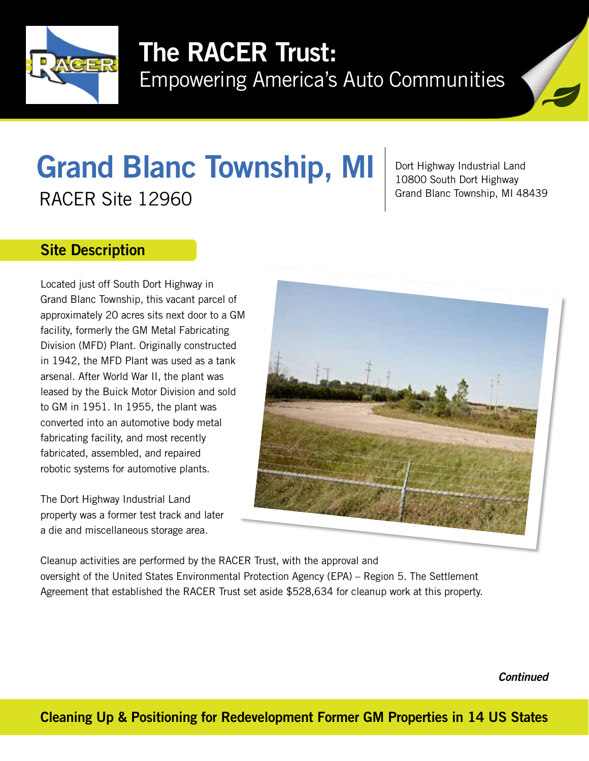# The RACER Trust:
Empowering America's Auto Communities

# Grand Blanc Township, MI
RACER Site 12960

Dort Highway Industrial Land
10800 South Dort Highway
Grand Blanc Township, MI 48439

## Site Description

Located just off South Dort Highway in Grand Blanc Township, this vacant parcel of approximately 20 acres sits next door to a GM facility, formerly the GM Metal Fabricating Division (MFD) Plant. Originally constructed in 1942, the MFD Plant was used as a tank arsenal. After World War II, the plant was leased by the Buick Motor Division and sold to GM in 1951. In 1955, the plant was converted into an automotive body metal fabricating facility, and most recently fabricated, assembled, and repaired robotic systems for automotive plants.

The Dort Highway Industrial Land property was a former test track and later a die and miscellaneous storage area.

Cleanup activities are performed by the RACER Trust, with the approval and oversight of the United States Environmental Protection Agency (EPA) – Region 5. The Settlement Agreement that established the RACER Trust set aside $528,634 for cleanup work at this property.

*Continued*

**Cleaning Up & Positioning for Redevelopment Former GM Properties in 14 US States**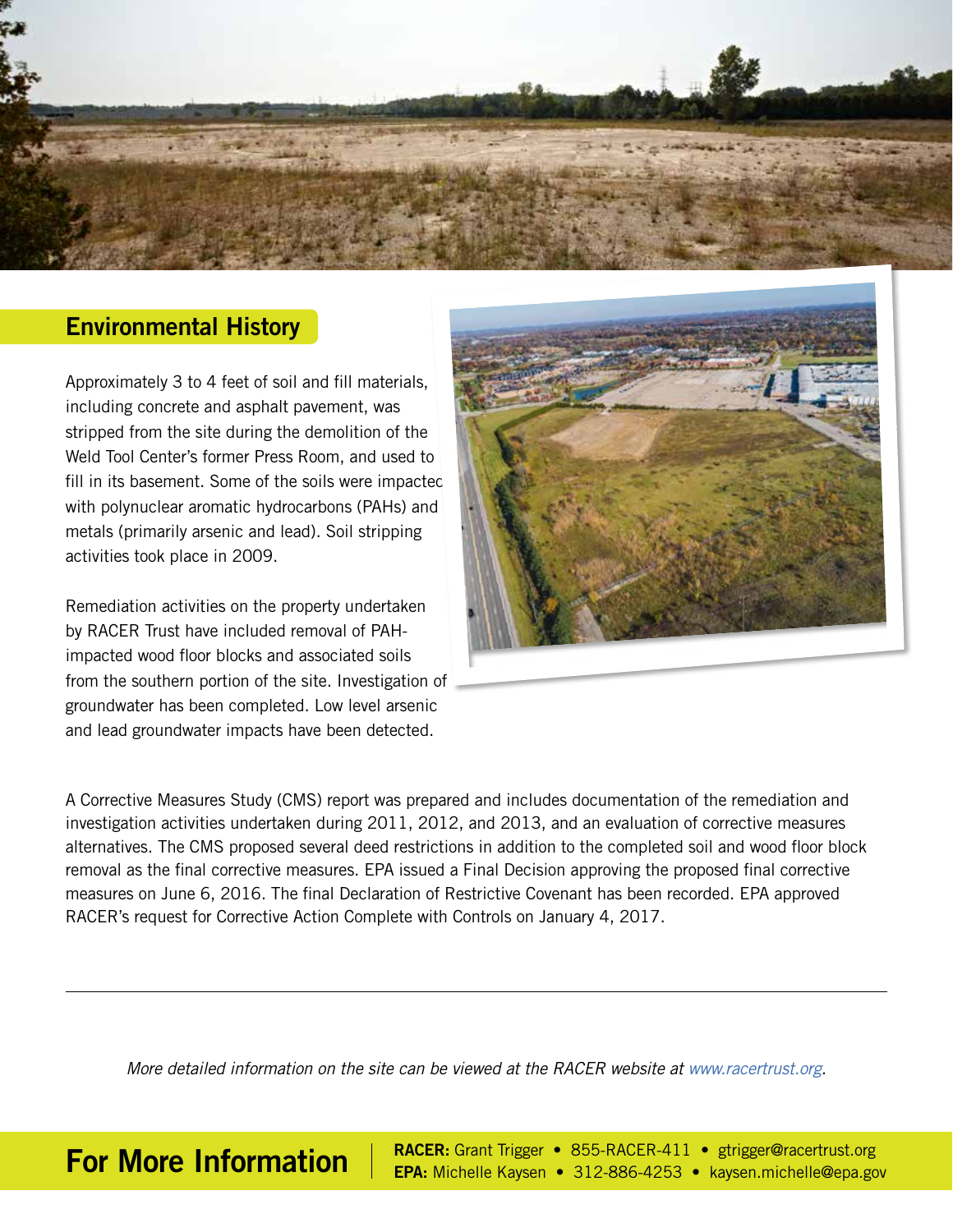## Environmental History

Approximately 3 to 4 feet of soil and fill materials, including concrete and asphalt pavement, was stripped from the site during the demolition of the Weld Tool Center's former Press Room, and used to fill in its basement. Some of the soils were impacted with polynuclear aromatic hydrocarbons (PAHs) and metals (primarily arsenic and lead). Soil stripping activities took place in 2009.

Remediation activities on the property undertaken by RACER Trust have included removal of PAH-impacted wood floor blocks and associated soils from the southern portion of the site. Investigation of groundwater has been completed. Low level arsenic and lead groundwater impacts have been detected.

A Corrective Measures Study (CMS) report was prepared and includes documentation of the remediation and investigation activities undertaken during 2011, 2012, and 2013, and an evaluation of corrective measures alternatives. The CMS proposed several deed restrictions in addition to the completed soil and wood floor block removal as the final corrective measures. EPA issued a Final Decision approving the proposed final corrective measures on June 6, 2016. The final Declaration of Restrictive Covenant has been recorded. EPA approved RACER's request for Corrective Action Complete with Controls on January 4, 2017.

---

*More detailed information on the site can be viewed at the RACER website at www.racertrust.org.*

## For More Information

**RACER:** Grant Trigger • 855-RACER-411 • gtrigger@racertrust.org
**EPA:** Michelle Kaysen • 312-886-4253 • kaysen.michelle@epa.gov